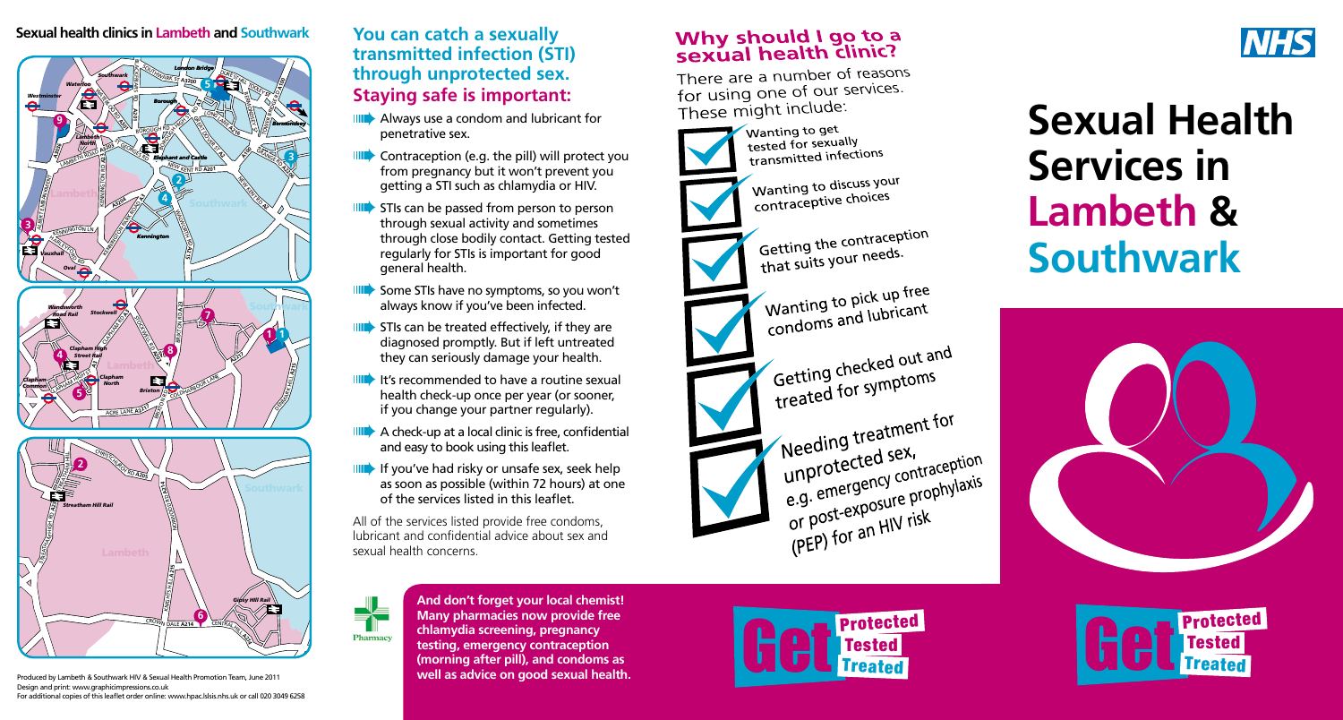## Sexual health clinics in Lambeth and Southwark

Produced by Lambeth & Southwark HIV & Sexual Health Promotion Team, June 2011
Design and print: www.graphicimpressions.co.uk
For additional copies of this leaflet order online: www.hpac.lslsis.nhs.uk or call 020 3049 6258

## You can catch a sexually transmitted infection (STI) through unprotected sex. Staying safe is important:

- Always use a condom and lubricant for penetrative sex.
- Contraception (e.g. the pill) will protect you from pregnancy but it won't prevent you getting a STI such as chlamydia or HIV.
- STIs can be passed from person to person through sexual activity and sometimes through close bodily contact. Getting tested regularly for STIs is important for good general health.
- Some STIs have no symptoms, so you won't always know if you've been infected.
- STIs can be treated effectively, if they are diagnosed promptly. But if left untreated they can seriously damage your health.
- It's recommended to have a routine sexual health check-up once per year (or sooner, if you change your partner regularly).
- A check-up at a local clinic is free, confidential and easy to book using this leaflet.
- If you've had risky or unsafe sex, seek help as soon as possible (within 72 hours) at one of the services listed in this leaflet.

All of the services listed provide free condoms, lubricant and confidential advice about sex and sexual health concerns.

Pharmacy

**And don't forget your local chemist! Many pharmacies now provide free chlamydia screening, pregnancy testing, emergency contraception (morning after pill), and condoms as well as advice on good sexual health.**

## Why should I go to a sexual health clinic?

There are a number of reasons for using one of our services. These might include:

- Wanting to get tested for sexually transmitted infections
- Wanting to discuss your contraceptive choices
- Getting the contraception that suits your needs.
- Wanting to pick up free condoms and lubricant
- Getting checked out and treated for symptoms
- Needing treatment for unprotected sex, e.g. emergency contraception or post-exposure prophylaxis (PEP) for an HIV risk

Get Protected Tested Treated

NHS

# Sexual Health Services in Lambeth & Southwark

Get Protected Tested Treated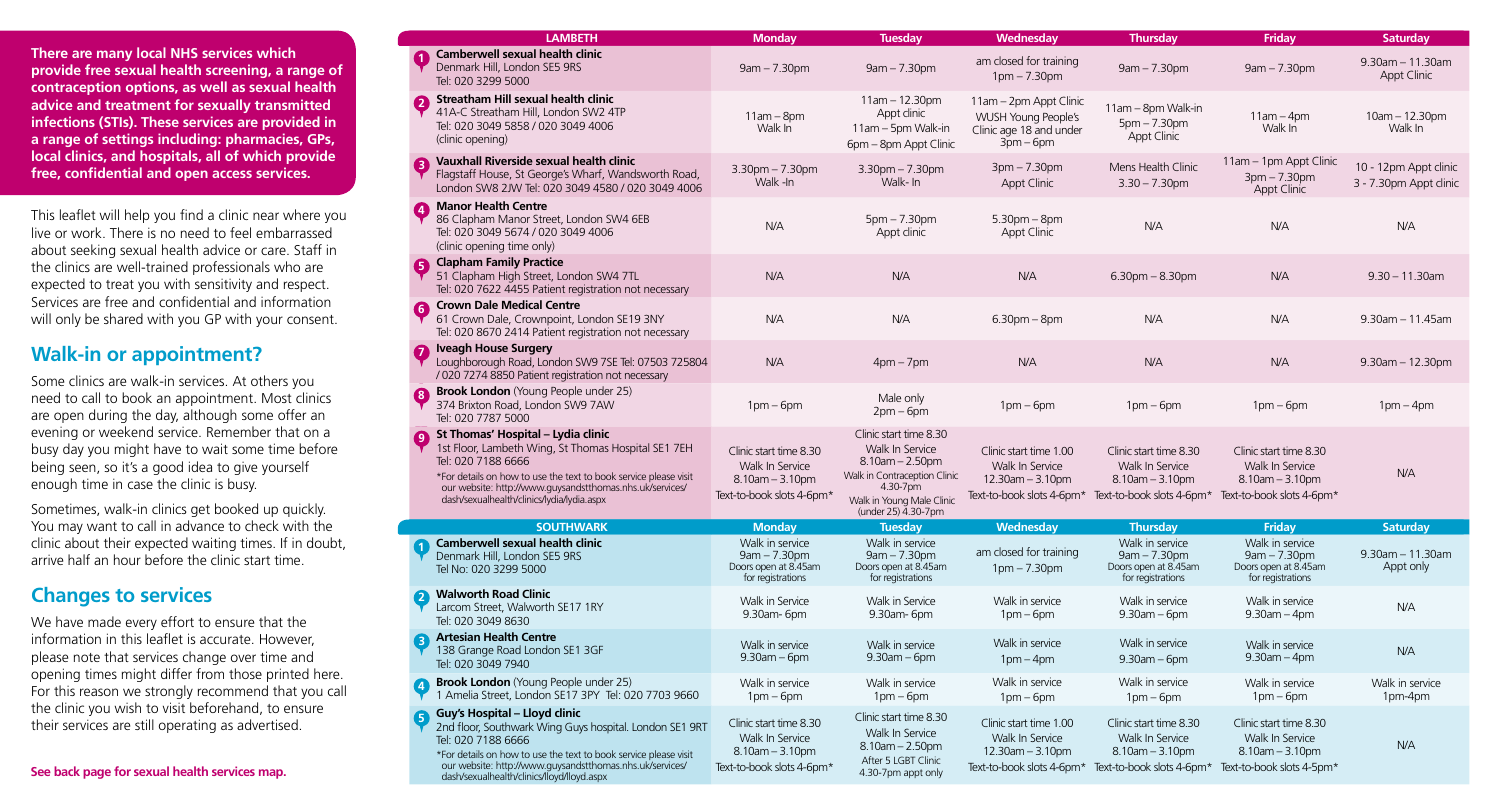**There are many local NHS services which provide free sexual health screening, a range of contraception options, as well as sexual health advice and treatment for sexually transmitted infections (STIs). These services are provided in a range of settings including: pharmacies, GPs, local clinics, and hospitals, all of which provide free, confidential and open access services.**

This leaflet will help you find a clinic near where you live or work. There is no need to feel embarrassed about seeking sexual health advice or care. Staff in the clinics are well-trained professionals who are expected to treat you with sensitivity and respect. Services are free and confidential and information will only be shared with you GP with your consent.

## Walk-in or appointment?

Some clinics are walk-in services. At others you need to call to book an appointment. Most clinics are open during the day, although some offer an evening or weekend service. Remember that on a busy day you might have to wait some time before being seen, so it's a good idea to give yourself enough time in case the clinic is busy.

Sometimes, walk-in clinics get booked up quickly. You may want to call in advance to check with the clinic about their expected waiting times. If in doubt, arrive half an hour before the clinic start time.

## Changes to services

We have made every effort to ensure that the information in this leaflet is accurate. However, please note that services change over time and opening times might differ from those printed here. For this reason we strongly recommend that you call the clinic you wish to visit beforehand, to ensure their services are still operating as advertised.

**See back page for sexual health services map.**

| LAMBETH | Monday | Tuesday | Wednesday | Thursday | Friday | Saturday |
|---|---|---|---|---|---|---|
| 1 **Camberwell sexual health clinic** Denmark Hill, London SE5 9RS Tel: 020 3299 5000 | 9am – 7.30pm | 9am – 7.30pm | am closed for training 1pm – 7.30pm | 9am – 7.30pm | 9am – 7.30pm | 9.30am – 11.30am Appt Clinic |
| 2 **Streatham Hill sexual health clinic** 41A-C Streatham Hill, London SW2 4TP Tel: 020 3049 5858 / 020 3049 4006 (clinic opening) | 11am – 8pm Walk In | 11am – 12.30pm Appt clinic 11am – 5pm Walk-in 6pm – 8pm Appt Clinic | 11am – 2pm Appt Clinic WUSH Young People's Clinic age 18 and under 3pm – 6pm | 11am – 8pm Walk-in 5pm – 7.30pm Appt Clinic | 11am – 4pm Walk In | 10am – 12.30pm Walk In |
| 3 **Vauxhall Riverside sexual health clinic** Flagstaff House, St George's Wharf, Wandsworth Road, London SW8 2JW Tel: 020 3049 4580 / 020 3049 4006 | 3.30pm – 7.30pm Walk -In | 3.30pm – 7.30pm Walk- In | 3pm – 7.30pm Appt Clinic | Mens Health Clinic 3.30 – 7.30pm | 11am – 1pm Appt Clinic 3pm – 7.30pm Appt Clinic | 10 - 12pm Appt clinic 3 - 7.30pm Appt clinic |
| 4 **Manor Health Centre** 86 Clapham Manor Street, London SW4 6EB Tel: 020 3049 5674 / 020 3049 4006 (clinic opening time only) | N/A | 5pm – 7.30pm Appt clinic | 5.30pm – 8pm Appt Clinic | N/A | N/A | N/A |
| 5 **Clapham Family Practice** 51 Clapham High Street, London SW4 7TL Tel: 020 7622 4455 Patient registration not necessary | N/A | N/A | N/A | 6.30pm – 8.30pm | N/A | 9.30 – 11.30am |
| 6 **Crown Dale Medical Centre** 61 Crown Dale, Crownpoint, London SE19 3NY Tel: 020 8670 2414 Patient registration not necessary | N/A | N/A | 6.30pm – 8pm | N/A | N/A | 9.30am – 11.45am |
| 7 **Iveagh House Surgery** Loughborough Road, London SW9 7SE Tel: 07503 725804 / 020 7274 8850 Patient registration not necessary | N/A | 4pm – 7pm | N/A | N/A | N/A | 9.30am – 12.30pm |
| 8 **Brook London** (Young People under 25) 374 Brixton Road, London SW9 7AW Tel: 020 7787 5000 | 1pm – 6pm | Male only 2pm – 6pm | 1pm – 6pm | 1pm – 6pm | 1pm – 6pm | 1pm – 4pm |
| 9 **St Thomas' Hospital – Lydia clinic** 1st Floor, Lambeth Wing, St Thomas Hospital SE1 7EH Tel: 020 7188 6666 *For details on how to use the text to book service please visit our website: http://www.guysandstthomas.nhs.uk/services/dash/sexualhealth/clinics/lydia/lydia.aspx | Clinic start time 8.30 Walk In Service 8.10am – 3.10pm Text-to-book slots 4-6pm* | Clinic start time 8.30 Walk In Service 8.10am – 2.50pm Walk in Contraception Clinic 4.30-7pm Walk in Young Male Clinic (under 25) 4.30-7pm | Clinic start time 1.00 Walk In Service 12.30am – 3.10pm Text-to-book slots 4-6pm* | Clinic start time 8.30 Walk In Service 8.10am – 3.10pm Text-to-book slots 4-6pm* | Clinic start time 8.30 Walk In Service 8.10am – 3.10pm Text-to-book slots 4-6pm* | N/A |

| SOUTHWARK | Monday | Tuesday | Wednesday | Thursday | Friday | Saturday |
|---|---|---|---|---|---|---|
| 1 **Camberwell sexual health clinic** Denmark Hill, London SE5 9RS Tel No: 020 3299 5000 | Walk in service 9am – 7.30pm Doors open at 8.45am for registrations | Walk in service 9am – 7.30pm Doors open at 8.45am for registrations | am closed for training 1pm – 7.30pm | Walk in service 9am – 7.30pm Doors open at 8.45am for registrations | Walk in service 9am – 7.30pm Doors open at 8.45am for registrations | 9.30am – 11.30am Appt only |
| 2 **Walworth Road Clinic** Larcom Street, Walworth SE17 1RY Tel: 020 3049 8630 | Walk in Service 9.30am- 6pm | Walk in Service 9.30am- 6pm | Walk in service 1pm – 6pm | Walk in service 9.30am – 6pm | Walk in service 9.30am – 4pm | N/A |
| 3 **Artesian Health Centre** 138 Grange Road London SE1 3GF Tel: 020 3049 7940 | Walk in service 9.30am – 6pm | Walk in service 9.30am – 6pm | Walk in service 1pm – 4pm | Walk in service 9.30am – 6pm | Walk in service 9.30am – 4pm | N/A |
| 4 **Brook London** (Young People under 25) 1 Amelia Street, London SE17 3PY Tel: 020 7703 9660 | Walk in service 1pm – 6pm | Walk in service 1pm – 6pm | Walk in service 1pm – 6pm | Walk in service 1pm – 6pm | Walk in service 1pm – 6pm | Walk in service 1pm-4pm |
| 5 **Guy's Hospital – Lloyd clinic** 2nd floor, Southwark Wing Guys hospital. London SE1 9RT Tel: 020 7188 6666 *For details on how to use the text to book service please visit our website: http://www.guysandstthomas.nhs.uk/services/dash/sexualhealth/clinics/lloyd/lloyd.aspx | Clinic start time 8.30 Walk In Service 8.10am – 3.10pm Text-to-book slots 4-6pm* | Clinic start time 8.30 Walk In Service 8.10am – 2.50pm After 5 LGBT Clinic 4.30-7pm appt only | Clinic start time 1.00 Walk In Service 12.30am – 3.10pm Text-to-book slots 4-6pm* | Clinic start time 8.30 Walk In Service 8.10am – 3.10pm Text-to-book slots 4-6pm* | Clinic start time 8.30 Walk In Service 8.10am – 3.10pm Text-to-book slots 4-5pm* | N/A |